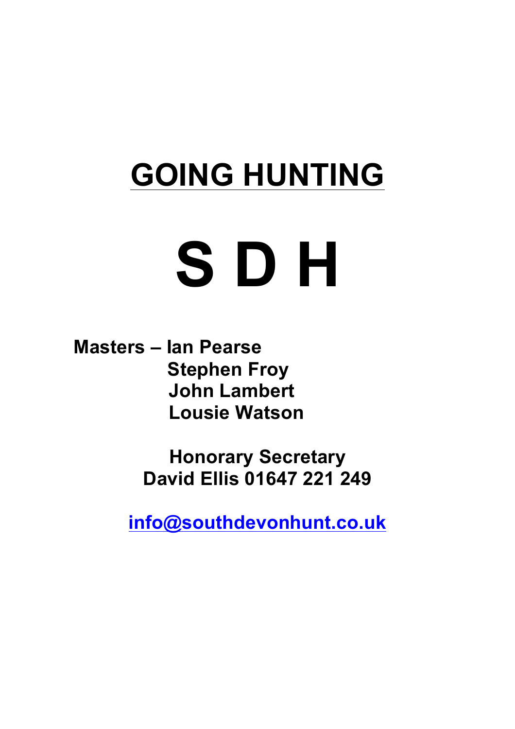# GOING HUNTING

# S D H

**Masters – Ian Pearse**
**Stephen Froy**
**John Lambert**
**Lousie Watson**

**Honorary Secretary**
**David Ellis 01647 221 249**

**info@southdevonhunt.co.uk**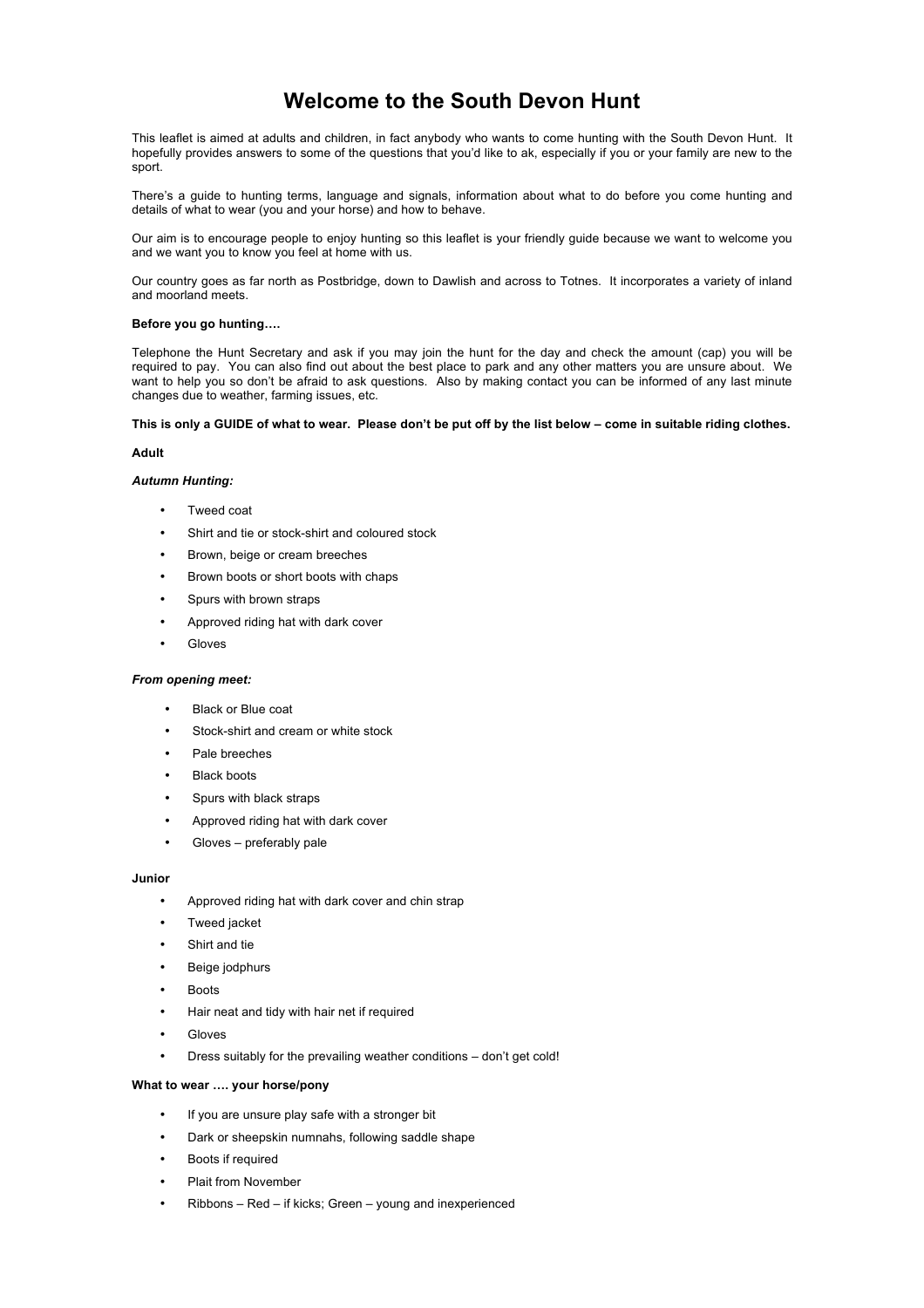# Welcome to the South Devon Hunt

This leaflet is aimed at adults and children, in fact anybody who wants to come hunting with the South Devon Hunt. It hopefully provides answers to some of the questions that you'd like to ak, especially if you or your family are new to the sport.

There's a guide to hunting terms, language and signals, information about what to do before you come hunting and details of what to wear (you and your horse) and how to behave.

Our aim is to encourage people to enjoy hunting so this leaflet is your friendly guide because we want to welcome you and we want you to know you feel at home with us.

Our country goes as far north as Postbridge, down to Dawlish and across to Totnes. It incorporates a variety of inland and moorland meets.

**Before you go hunting….**

Telephone the Hunt Secretary and ask if you may join the hunt for the day and check the amount (cap) you will be required to pay. You can also find out about the best place to park and any other matters you are unsure about. We want to help you so don't be afraid to ask questions. Also by making contact you can be informed of any last minute changes due to weather, farming issues, etc.

**This is only a GUIDE of what to wear. Please don't be put off by the list below – come in suitable riding clothes.**

**Adult**

***Autumn Hunting:***

- Tweed coat
- Shirt and tie or stock-shirt and coloured stock
- Brown, beige or cream breeches
- Brown boots or short boots with chaps
- Spurs with brown straps
- Approved riding hat with dark cover
- Gloves

***From opening meet:***

- Black or Blue coat
- Stock-shirt and cream or white stock
- Pale breeches
- Black boots
- Spurs with black straps
- Approved riding hat with dark cover
- Gloves – preferably pale

**Junior**

- Approved riding hat with dark cover and chin strap
- Tweed jacket
- Shirt and tie
- Beige jodphurs
- Boots
- Hair neat and tidy with hair net if required
- Gloves
- Dress suitably for the prevailing weather conditions – don't get cold!

**What to wear …. your horse/pony**

- If you are unsure play safe with a stronger bit
- Dark or sheepskin numnahs, following saddle shape
- Boots if required
- Plait from November
- Ribbons – Red – if kicks; Green – young and inexperienced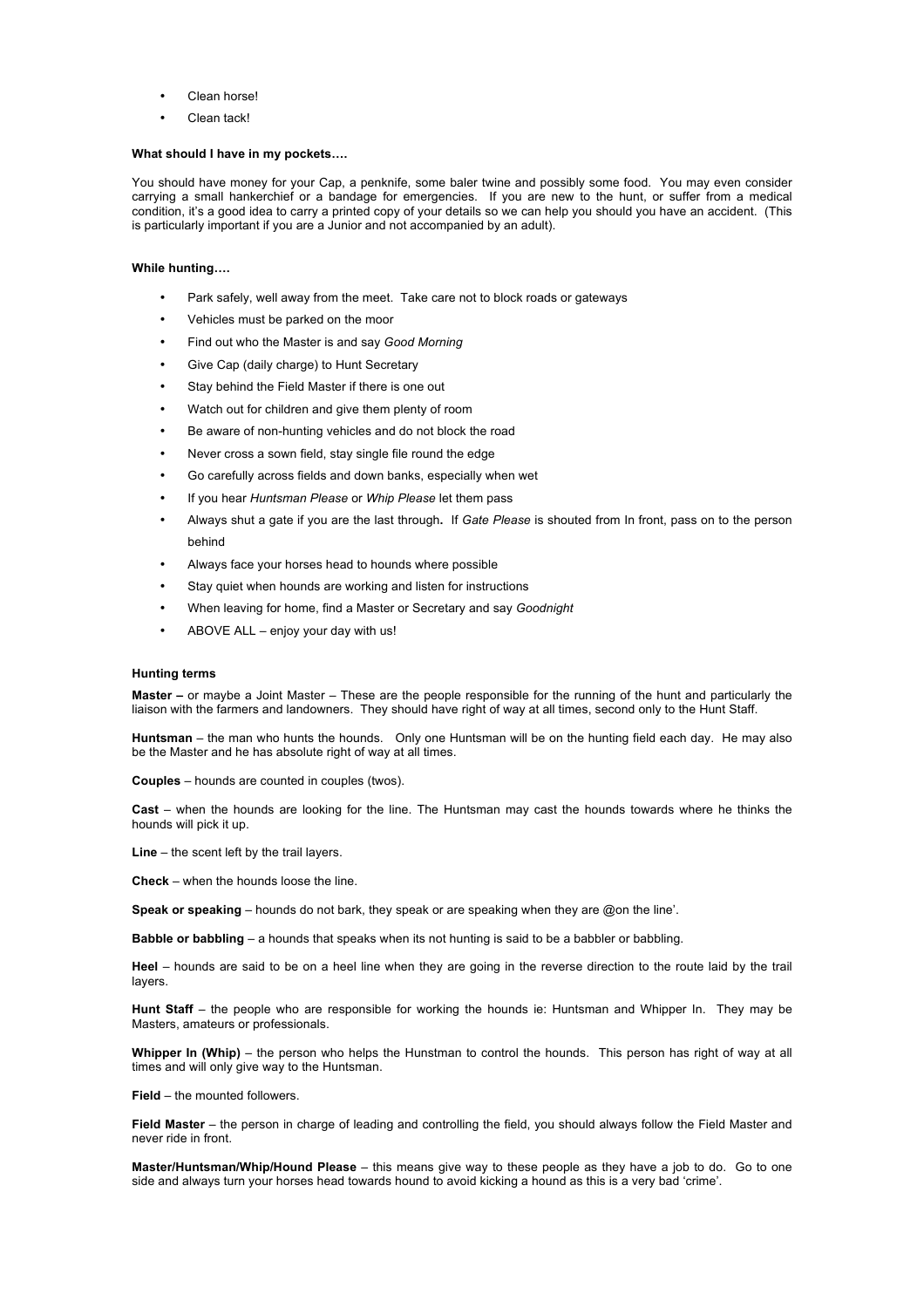- Clean horse!
- Clean tack!

**What should I have in my pockets….**

You should have money for your Cap, a penknife, some baler twine and possibly some food. You may even consider carrying a small hankerchief or a bandage for emergencies. If you are new to the hunt, or suffer from a medical condition, it's a good idea to carry a printed copy of your details so we can help you should you have an accident. (This is particularly important if you are a Junior and not accompanied by an adult).

**While hunting….**

- Park safely, well away from the meet. Take care not to block roads or gateways
- Vehicles must be parked on the moor
- Find out who the Master is and say *Good Morning*
- Give Cap (daily charge) to Hunt Secretary
- Stay behind the Field Master if there is one out
- Watch out for children and give them plenty of room
- Be aware of non-hunting vehicles and do not block the road
- Never cross a sown field, stay single file round the edge
- Go carefully across fields and down banks, especially when wet
- If you hear *Huntsman Please* or *Whip Please* let them pass
- Always shut a gate if you are the last through**.** If *Gate Please* is shouted from In front, pass on to the person behind
- Always face your horses head to hounds where possible
- Stay quiet when hounds are working and listen for instructions
- When leaving for home, find a Master or Secretary and say *Goodnight*
- ABOVE ALL – enjoy your day with us!

**Hunting terms**

**Master –** or maybe a Joint Master – These are the people responsible for the running of the hunt and particularly the liaison with the farmers and landowners. They should have right of way at all times, second only to the Hunt Staff.

**Huntsman** – the man who hunts the hounds. Only one Huntsman will be on the hunting field each day. He may also be the Master and he has absolute right of way at all times.

**Couples** – hounds are counted in couples (twos).

**Cast** – when the hounds are looking for the line. The Huntsman may cast the hounds towards where he thinks the hounds will pick it up.

**Line** – the scent left by the trail layers.

**Check** – when the hounds loose the line.

**Speak or speaking** – hounds do not bark, they speak or are speaking when they are @on the line'.

**Babble or babbling** – a hounds that speaks when its not hunting is said to be a babbler or babbling.

**Heel** – hounds are said to be on a heel line when they are going in the reverse direction to the route laid by the trail layers.

**Hunt Staff** – the people who are responsible for working the hounds ie: Huntsman and Whipper In. They may be Masters, amateurs or professionals.

**Whipper In (Whip)** – the person who helps the Hunstman to control the hounds. This person has right of way at all times and will only give way to the Huntsman.

**Field** – the mounted followers.

**Field Master** – the person in charge of leading and controlling the field, you should always follow the Field Master and never ride in front.

**Master/Huntsman/Whip/Hound Please** – this means give way to these people as they have a job to do. Go to one side and always turn your horses head towards hound to avoid kicking a hound as this is a very bad 'crime'.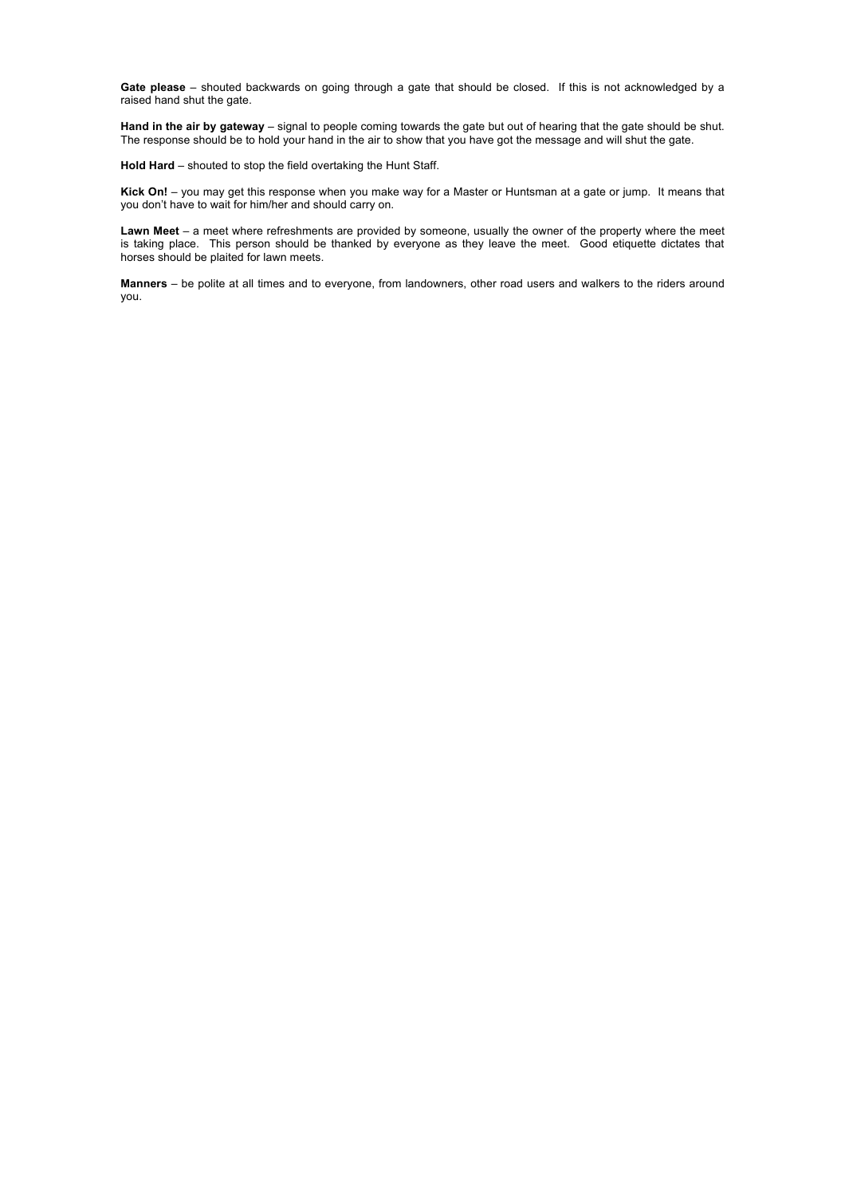**Gate please** – shouted backwards on going through a gate that should be closed. If this is not acknowledged by a raised hand shut the gate.

**Hand in the air by gateway** – signal to people coming towards the gate but out of hearing that the gate should be shut. The response should be to hold your hand in the air to show that you have got the message and will shut the gate.

**Hold Hard** – shouted to stop the field overtaking the Hunt Staff.

**Kick On!** – you may get this response when you make way for a Master or Huntsman at a gate or jump. It means that you don't have to wait for him/her and should carry on.

**Lawn Meet** – a meet where refreshments are provided by someone, usually the owner of the property where the meet is taking place. This person should be thanked by everyone as they leave the meet. Good etiquette dictates that horses should be plaited for lawn meets.

**Manners** – be polite at all times and to everyone, from landowners, other road users and walkers to the riders around you.